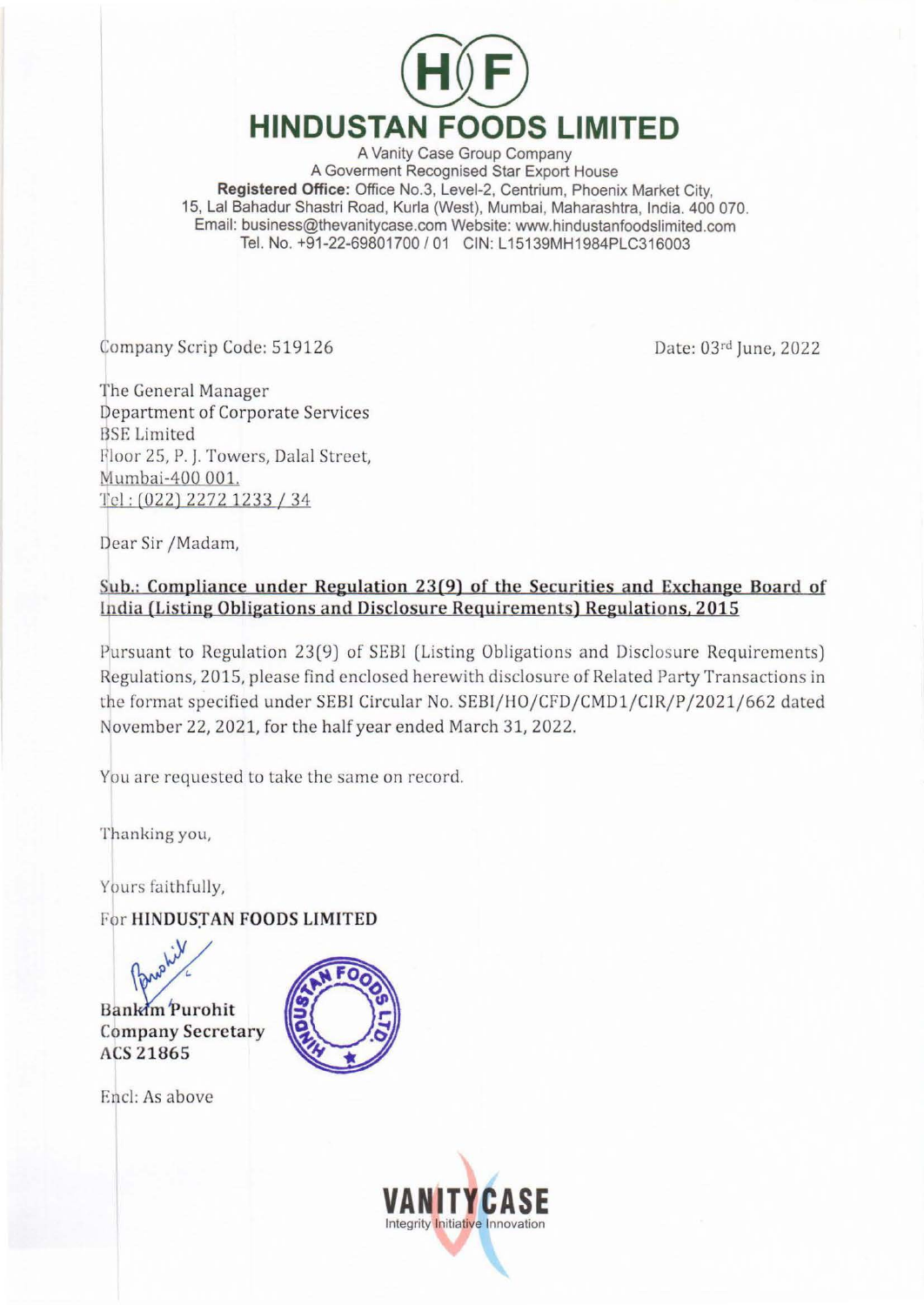# HINDUSTAN FOODS LIMITED

A Vanity Case Group Company
A Goverment Recognised Star Export House
**Registered Office:** Office No.3, Level-2, Centrium, Phoenix Market City, 15, Lal Bahadur Shastri Road, Kurla (West), Mumbai, Maharashtra, India. 400 070.
Email: business@thevanitycase.com Website: www.hindustanfoodslimited.com
Tel. No. +91-22-69801700 / 01 CIN: L15139MH1984PLC316003

Company Scrip Code: 519126

Date: 03rd June, 2022

The General Manager
Department of Corporate Services
BSE Limited
Floor 25, P. J. Towers, Dalal Street,
Mumbai-400 001.
Tel : (022) 2272 1233 / 34

Dear Sir /Madam,

**Sub.: Compliance under Regulation 23(9) of the Securities and Exchange Board of India (Listing Obligations and Disclosure Requirements) Regulations, 2015**

Pursuant to Regulation 23(9) of SEBI (Listing Obligations and Disclosure Requirements) Regulations, 2015, please find enclosed herewith disclosure of Related Party Transactions in the format specified under SEBI Circular No. SEBI/HO/CFD/CMD1/CIR/P/2021/662 dated November 22, 2021, for the half year ended March 31, 2022.

You are requested to take the same on record.

Thanking you,

Yours faithfully,

For **HINDUSTAN FOODS LIMITED**

**Bankim Purohit**
**Company Secretary**
**ACS 21865**

Encl: As above

VANITYCASE
Integrity Initiative Innovation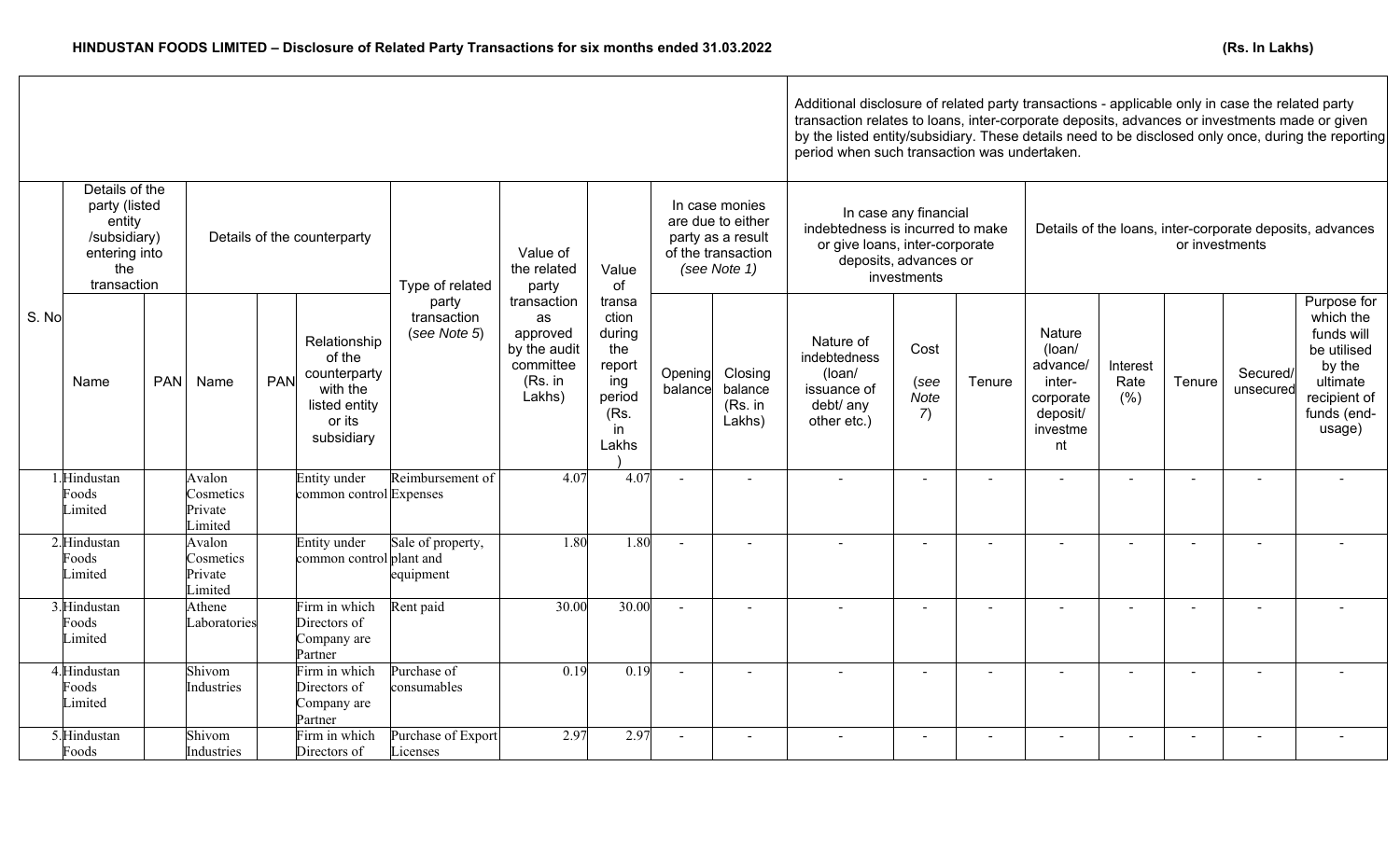**HINDUSTAN FOODS LIMITED – Disclosure of Related Party Transactions for six months ended 31.03.2022** **(Rs. In Lakhs)**

| | | | | | | | | | | | Additional disclosure of related party transactions - applicable only in case the related party transaction relates to loans, inter-corporate deposits, advances or investments made or given by the listed entity/subsidiary. These details need to be disclosed only once, during the reporting period when such transaction was undertaken. | | | | | | | |
|---|---|---|---|---|---|---|---|---|---|---|---|---|---|---|---|---|---|---|
| | Details of the party (listed entity /subsidiary) entering into the transaction | | Details of the counterparty | | | Type of related party transaction (*see Note 5*) | Value of the related party transaction as approved by the audit committee (Rs. in Lakhs) | Value of transaction during the reporting period (Rs. in Lakhs) | In case monies are due to either party as a result of the transaction (*see Note 1*) | | In case any financial indebtedness is incurred to make or give loans, inter-corporate deposits, advances or investments | | | Details of the loans, inter-corporate deposits, advances or investments | | | | |
| S. No | Name | PAN | Name | PAN | Relationship of the counterparty with the listed entity or its subsidiary | | | | Opening balance | Closing balance (Rs. in Lakhs) | Nature of indebtedness (loan/ issuance of debt/ any other etc.) | Cost (*see Note 7*) | Tenure | Nature (loan/ advance/ inter-corporate deposit/ investment | Interest Rate (%) | Tenure | Secured/ unsecured | Purpose for which the funds will be utilised by the ultimate recipient of funds (end-usage) |
| 1. | Hindustan Foods Limited | | Avalon Cosmetics Private Limited | | Entity under common control | Reimbursement of Expenses | 4.07 | 4.07 | - | - | - | - | - | - | - | - | - | - |
| 2. | Hindustan Foods Limited | | Avalon Cosmetics Private Limited | | Entity under common control | Sale of property, plant and equipment | 1.80 | 1.80 | - | - | - | - | - | - | - | - | - | - |
| 3. | Hindustan Foods Limited | | Athene Laboratories | | Firm in which Directors of Company are Partner | Rent paid | 30.00 | 30.00 | - | - | - | - | - | - | - | - | - | - |
| 4. | Hindustan Foods Limited | | Shivom Industries | | Firm in which Directors of Company are Partner | Purchase of consumables | 0.19 | 0.19 | - | - | - | - | - | - | - | - | - | - |
| 5. | Hindustan Foods | | Shivom Industries | | Firm in which Directors of | Purchase of Export Licenses | 2.97 | 2.97 | - | - | - | - | - | - | - | - | - | - |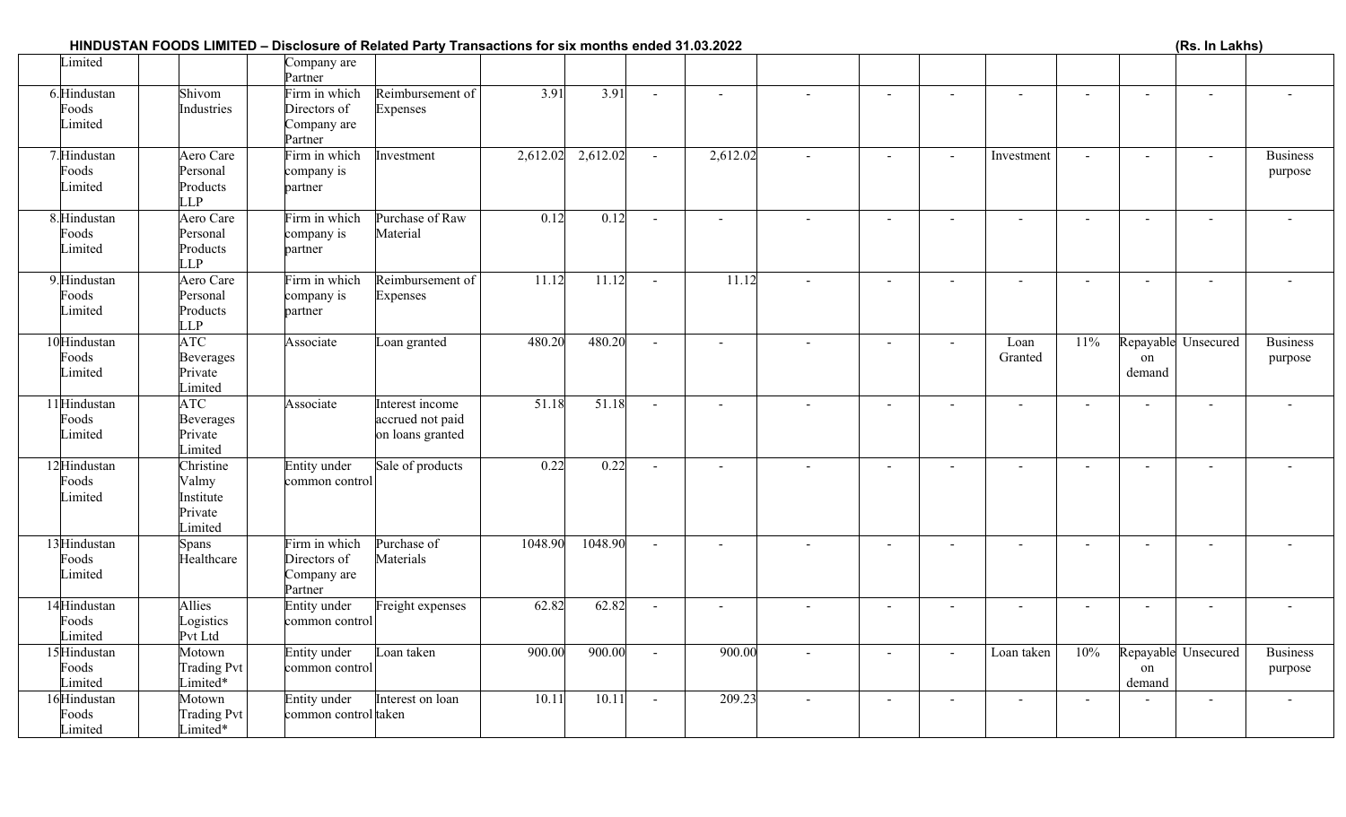| | | | | | | | | | | | | | | | | |
|---|---|---|---|---|---|---|---|---|---|---|---|---|---|---|---|---|
| Limited | | | Company are Partner | | | | | | | | | | | | | |
| 6. Hindustan Foods Limited | Shivom Industries | | Firm in which Directors of Company are Partner | Reimbursement of Expenses | 3.91 | 3.91 | - | - | - | - | - | - | - | - | - | - |
| 7. Hindustan Foods Limited | Aero Care Personal Products LLP | | Firm in which company is partner | Investment | 2,612.02 | 2,612.02 | - | 2,612.02 | - | - | - | Investment | - | - | - | Business purpose |
| 8. Hindustan Foods Limited | Aero Care Personal Products LLP | | Firm in which company is partner | Purchase of Raw Material | 0.12 | 0.12 | - | - | - | - | - | - | - | - | - | - |
| 9. Hindustan Foods Limited | Aero Care Personal Products LLP | | Firm in which company is partner | Reimbursement of Expenses | 11.12 | 11.12 | - | 11.12 | - | - | - | - | - | - | - | - |
| 10 Hindustan Foods Limited | ATC Beverages Private Limited | | Associate | Loan granted | 480.20 | 480.20 | - | - | - | - | - | Loan Granted | 11% | Repayable on demand | Unsecured | Business purpose |
| 11 Hindustan Foods Limited | ATC Beverages Private Limited | | Associate | Interest income accrued not paid on loans granted | 51.18 | 51.18 | - | - | - | - | - | - | - | - | - | - |
| 12 Hindustan Foods Limited | Christine Valmy Institute Private Limited | | Entity under common control | Sale of products | 0.22 | 0.22 | - | - | - | - | - | - | - | - | - | - |
| 13 Hindustan Foods Limited | Spans Healthcare | | Firm in which Directors of Company are Partner | Purchase of Materials | 1048.90 | 1048.90 | - | - | - | - | - | - | - | - | - | - |
| 14 Hindustan Foods Limited | Allies Logistics Pvt Ltd | | Entity under common control | Freight expenses | 62.82 | 62.82 | - | - | - | - | - | - | - | - | - | - |
| 15 Hindustan Foods Limited | Motown Trading Pvt Limited* | | Entity under common control | Loan taken | 900.00 | 900.00 | - | 900.00 | - | - | - | Loan taken | 10% | Repayable on demand | Unsecured | Business purpose |
| 16 Hindustan Foods Limited | Motown Trading Pvt Limited* | | Entity under common control | Interest on loan taken | 10.11 | 10.11 | - | 209.23 | - | - | - | - | - | - | - | - |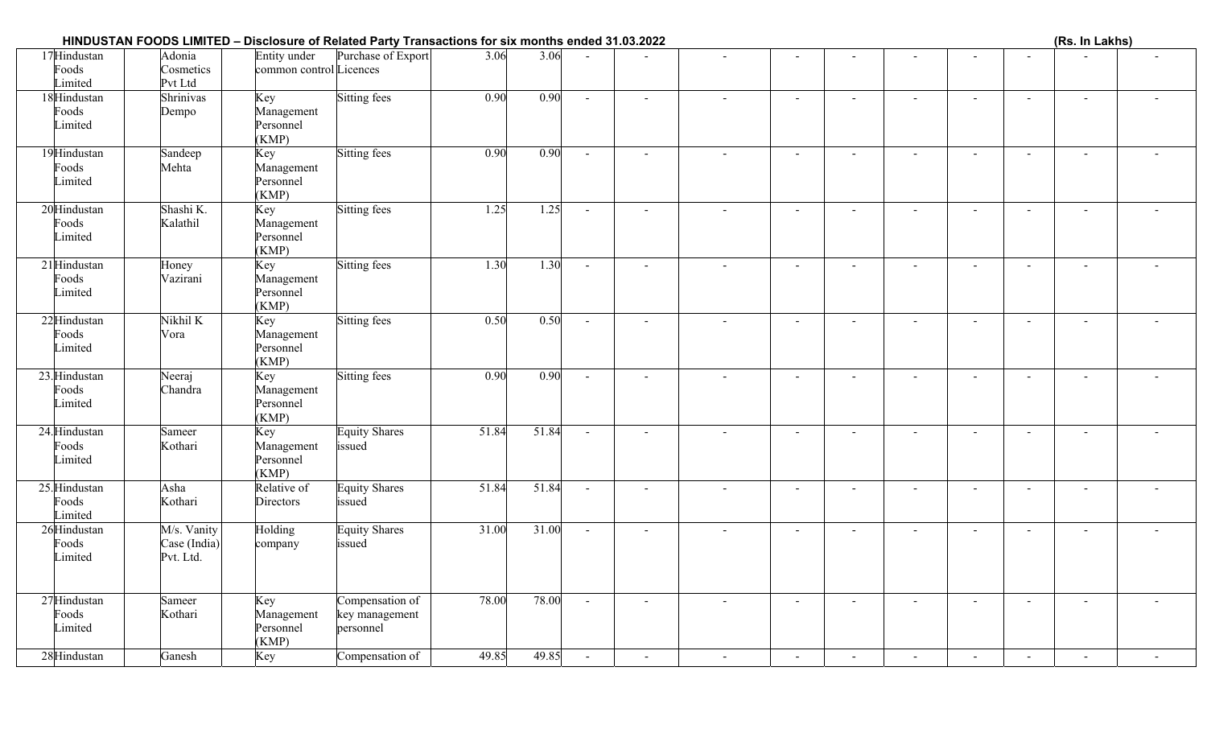**HINDUSTAN FOODS LIMITED – Disclosure of Related Party Transactions for six months ended 31.03.2022** **(Rs. In Lakhs)**

| | | | | | | | | | | | | | | | | | |
|---|---|---|---|---|---|---|---|---|---|---|---|---|---|---|---|---|---|
| 17 | Hindustan Foods Limited | Adonia Cosmetics Pvt Ltd | Entity under common control | Purchase of Export Licences | 3.06 | 3.06 | - | - | - | - | - | - | - | - | - | - |
| 18 | Hindustan Foods Limited | Shrinivas Dempo | Key Management Personnel (KMP) | Sitting fees | 0.90 | 0.90 | - | - | - | - | - | - | - | - | - | - |
| 19 | Hindustan Foods Limited | Sandeep Mehta | Key Management Personnel (KMP) | Sitting fees | 0.90 | 0.90 | - | - | - | - | - | - | - | - | - | - |
| 20 | Hindustan Foods Limited | Shashi K. Kalathil | Key Management Personnel (KMP) | Sitting fees | 1.25 | 1.25 | - | - | - | - | - | - | - | - | - | - |
| 21 | Hindustan Foods Limited | Honey Vazirani | Key Management Personnel (KMP) | Sitting fees | 1.30 | 1.30 | - | - | - | - | - | - | - | - | - | - |
| 22 | Hindustan Foods Limited | Nikhil K Vora | Key Management Personnel (KMP) | Sitting fees | 0.50 | 0.50 | - | - | - | - | - | - | - | - | - | - |
| 23. | Hindustan Foods Limited | Neeraj Chandra | Key Management Personnel (KMP) | Sitting fees | 0.90 | 0.90 | - | - | - | - | - | - | - | - | - | - |
| 24. | Hindustan Foods Limited | Sameer Kothari | Key Management Personnel (KMP) | Equity Shares issued | 51.84 | 51.84 | - | - | - | - | - | - | - | - | - | - |
| 25. | Hindustan Foods Limited | Asha Kothari | Relative of Directors | Equity Shares issued | 51.84 | 51.84 | - | - | - | - | - | - | - | - | - | - |
| 26 | Hindustan Foods Limited | M/s. Vanity Case (India) Pvt. Ltd. | Holding company | Equity Shares issued | 31.00 | 31.00 | - | - | - | - | - | - | - | - | - | - |
| 27 | Hindustan Foods Limited | Sameer Kothari | Key Management Personnel (KMP) | Compensation of key management personnel | 78.00 | 78.00 | - | - | - | - | - | - | - | - | - | - |
| 28 | Hindustan | Ganesh | Key | Compensation of | 49.85 | 49.85 | - | - | - | - | - | - | - | - | - | - |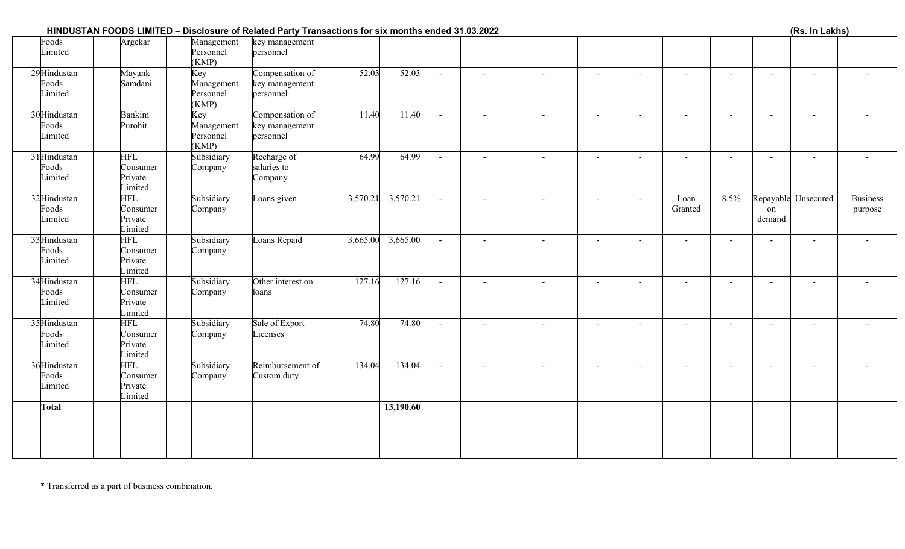HINDUSTAN FOODS LIMITED – Disclosure of Related Party Transactions for six months ended 31.03.2022 (Rs. In Lakhs)

| | | | | | | | | | | | | | | | | |
|---|---|---|---|---|---|---|---|---|---|---|---|---|---|---|---|---|
| | Foods Limited | Argekar | Management Personnel (KMP) | key management personnel | | | | | | | | | | | | |
| 29 | Hindustan Foods Limited | Mayank Samdani | Key Management Personnel (KMP) | Compensation of key management personnel | 52.03 | 52.03 | - | - | - | - | - | - | - | - | - | - |
| 30 | Hindustan Foods Limited | Bankim Purohit | Key Management Personnel (KMP) | Compensation of key management personnel | 11.40 | 11.40 | - | - | - | - | - | - | - | - | - | - |
| 31 | Hindustan Foods Limited | HFL Consumer Private Limited | Subsidiary Company | Recharge of salaries to Company | 64.99 | 64.99 | - | - | - | - | - | - | - | - | - | - |
| 32 | Hindustan Foods Limited | HFL Consumer Private Limited | Subsidiary Company | Loans given | 3,570.21 | 3,570.21 | - | - | - | - | - | Loan Granted | 8.5% | Repayable on demand | Unsecured | Business purpose |
| 33 | Hindustan Foods Limited | HFL Consumer Private Limited | Subsidiary Company | Loans Repaid | 3,665.00 | 3,665.00 | - | - | - | - | - | - | - | - | - | - |
| 34 | Hindustan Foods Limited | HFL Consumer Private Limited | Subsidiary Company | Other interest on loans | 127.16 | 127.16 | - | - | - | - | - | - | - | - | - | - |
| 35 | Hindustan Foods Limited | HFL Consumer Private Limited | Subsidiary Company | Sale of Export Licenses | 74.80 | 74.80 | - | - | - | - | - | - | - | - | - | - |
| 36 | Hindustan Foods Limited | HFL Consumer Private Limited | Subsidiary Company | Reimbursement of Custom duty | 134.04 | 134.04 | - | - | - | - | - | - | - | - | - | - |
| | **Total** | | | | | **13,190.60** | | | | | | | | | | |

* Transferred as a part of business combination.